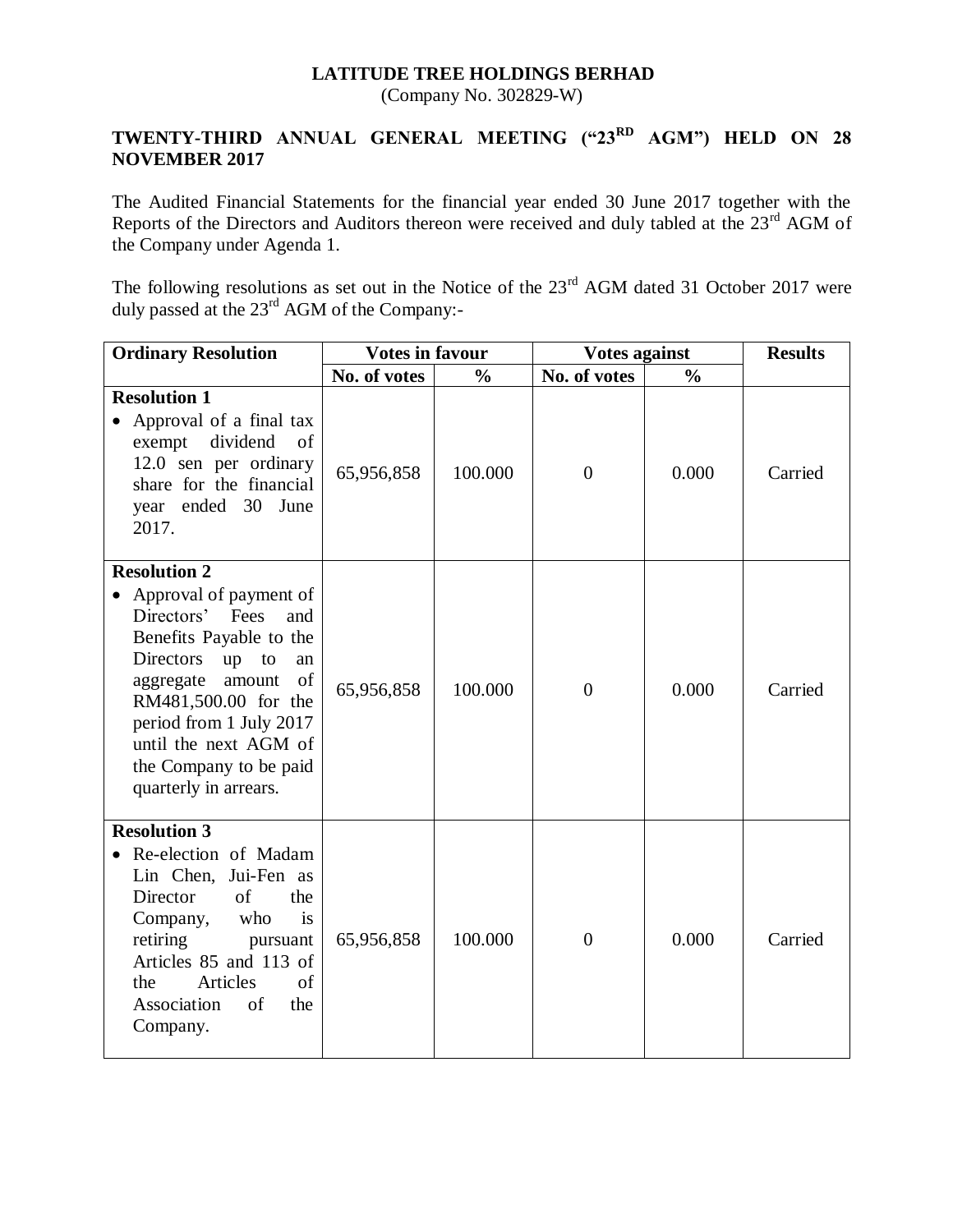**LATITUDE TREE HOLDINGS BERHAD**
(Company No. 302829-W)

**TWENTY-THIRD ANNUAL GENERAL MEETING ("23RD AGM") HELD ON 28 NOVEMBER 2017**

The Audited Financial Statements for the financial year ended 30 June 2017 together with the Reports of the Directors and Auditors thereon were received and duly tabled at the 23rd AGM of the Company under Agenda 1.

The following resolutions as set out in the Notice of the 23rd AGM dated 31 October 2017 were duly passed at the 23rd AGM of the Company:-

| Ordinary Resolution | Votes in favour | | Votes against | | Results |
|---|---|---|---|---|---|
| | No. of votes | % | No. of votes | % | |
| **Resolution 1**<br>• Approval of a final tax exempt dividend of 12.0 sen per ordinary share for the financial year ended 30 June 2017. | 65,956,858 | 100.000 | 0 | 0.000 | Carried |
| **Resolution 2**<br>• Approval of payment of Directors' Fees and Benefits Payable to the Directors up to an aggregate amount of RM481,500.00 for the period from 1 July 2017 until the next AGM of the Company to be paid quarterly in arrears. | 65,956,858 | 100.000 | 0 | 0.000 | Carried |
| **Resolution 3**<br>• Re-election of Madam Lin Chen, Jui-Fen as Director of the Company, who is retiring pursuant Articles 85 and 113 of the Articles of Association of the Company. | 65,956,858 | 100.000 | 0 | 0.000 | Carried |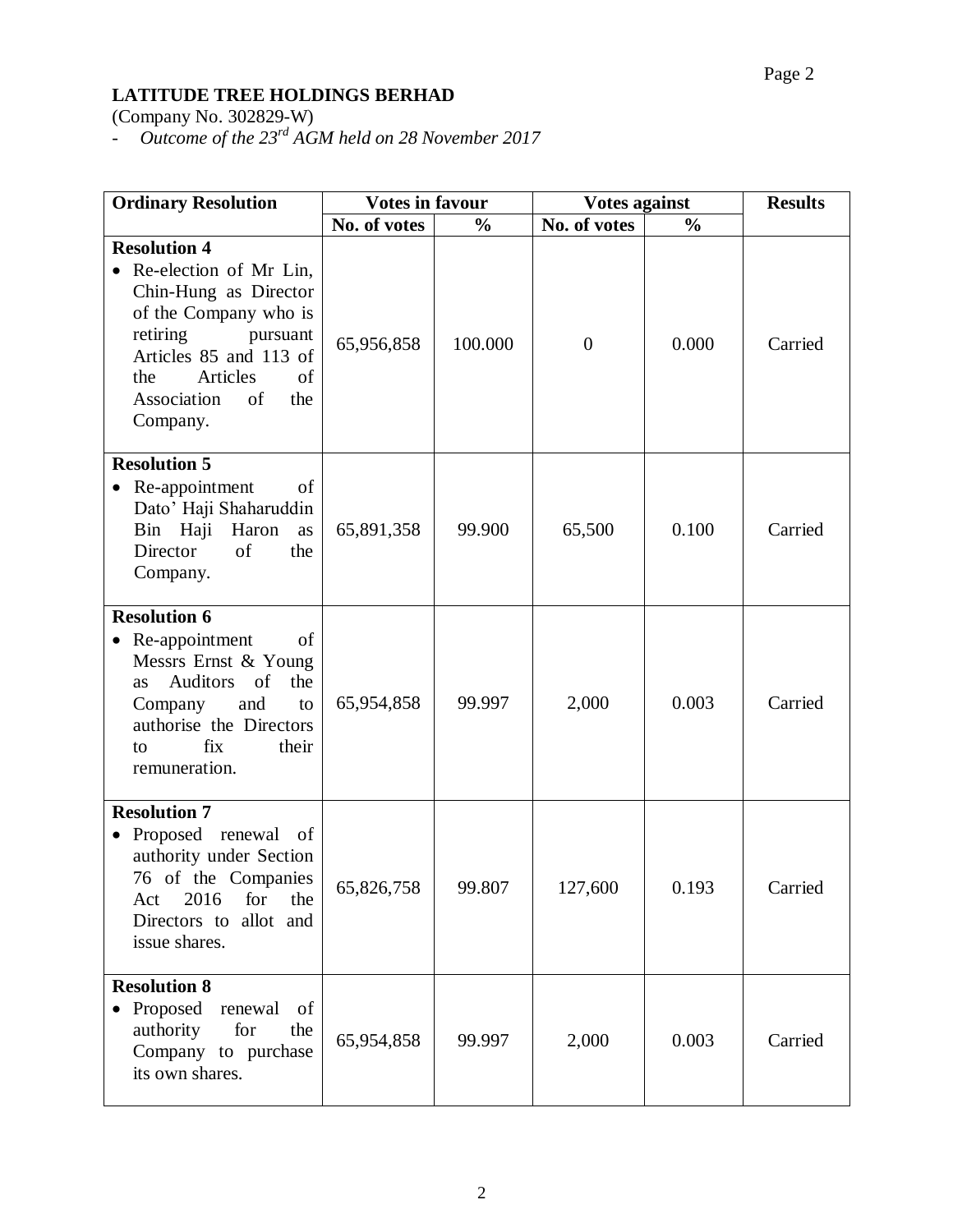**LATITUDE TREE HOLDINGS BERHAD**

(Company No. 302829-W)

- *Outcome of the 23rd AGM held on 28 November 2017*

| Ordinary Resolution | Votes in favour | | Votes against | | Results |
|---|---|---|---|---|---|
| | No. of votes | % | No. of votes | % | |
| **Resolution 4**<br>• Re-election of Mr Lin, Chin-Hung as Director of the Company who is retiring pursuant Articles 85 and 113 of the Articles of Association of the Company. | 65,956,858 | 100.000 | 0 | 0.000 | Carried |
| **Resolution 5**<br>• Re-appointment of Dato' Haji Shaharuddin Bin Haji Haron as Director of the Company. | 65,891,358 | 99.900 | 65,500 | 0.100 | Carried |
| **Resolution 6**<br>• Re-appointment of Messrs Ernst & Young as Auditors of the Company and to authorise the Directors to fix their remuneration. | 65,954,858 | 99.997 | 2,000 | 0.003 | Carried |
| **Resolution 7**<br>• Proposed renewal of authority under Section 76 of the Companies Act 2016 for the Directors to allot and issue shares. | 65,826,758 | 99.807 | 127,600 | 0.193 | Carried |
| **Resolution 8**<br>• Proposed renewal of authority for the Company to purchase its own shares. | 65,954,858 | 99.997 | 2,000 | 0.003 | Carried |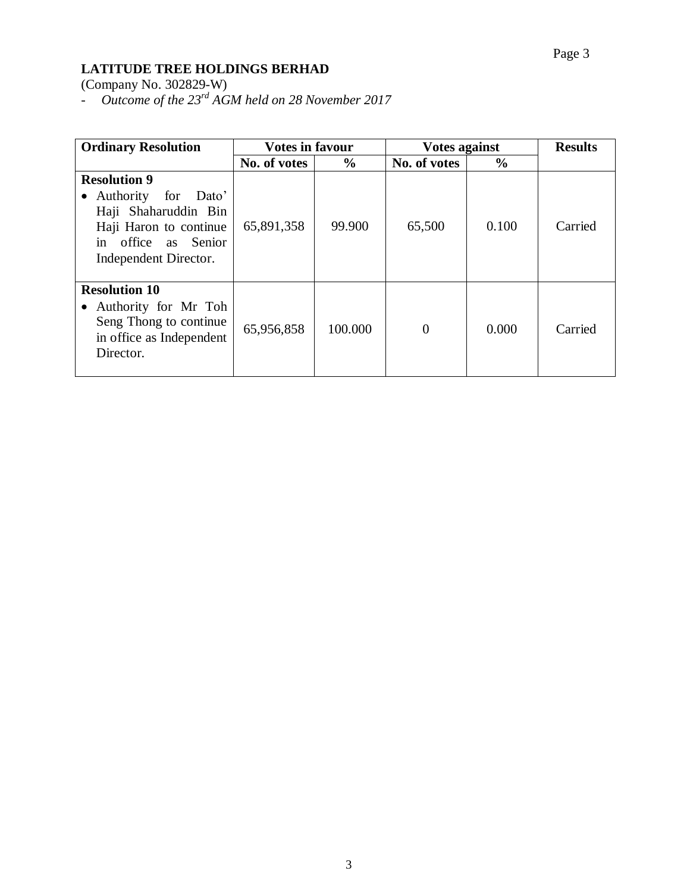**LATITUDE TREE HOLDINGS BERHAD**
(Company No. 302829-W)
- *Outcome of the 23rd AGM held on 28 November 2017*

| Ordinary Resolution | Votes in favour | | Votes against | | Results |
|---|---|---|---|---|---|
| | No. of votes | % | No. of votes | % | |
| **Resolution 9**<br>• Authority for Dato' Haji Shaharuddin Bin Haji Haron to continue in office as Senior Independent Director. | 65,891,358 | 99.900 | 65,500 | 0.100 | Carried |
| **Resolution 10**<br>• Authority for Mr Toh Seng Thong to continue in office as Independent Director. | 65,956,858 | 100.000 | 0 | 0.000 | Carried |